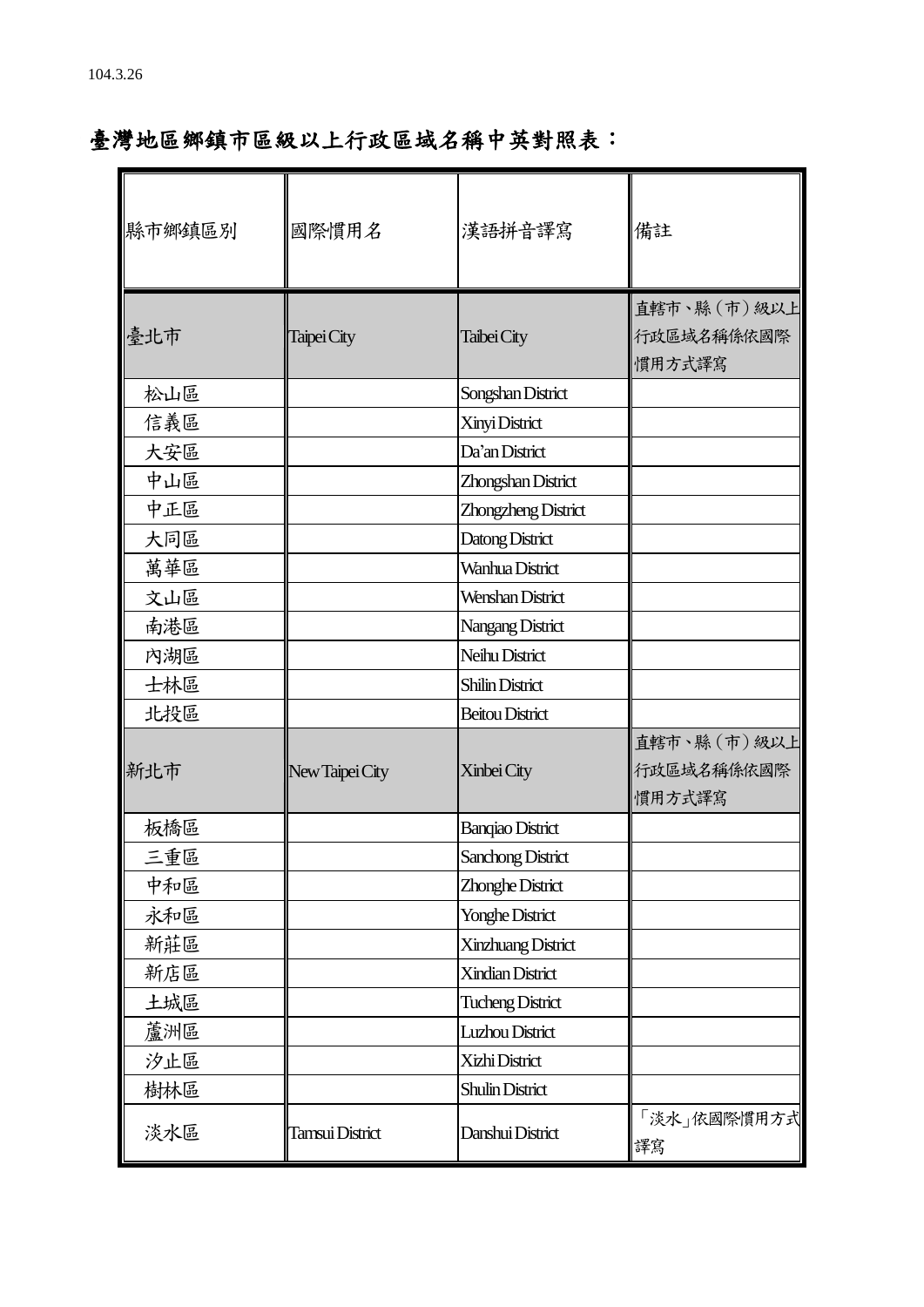104.3.26

# 臺灣地區鄉鎮市區級以上行政區域名稱中英對照表：

| 縣市鄉鎮區別 | 國際慣用名 | 漢語拼音譯寫 | 備註 |
|---|---|---|---|
| 臺北市 | Taipei City | Taibei City | 直轄市、縣（市）級以上行政區域名稱係依國際慣用方式譯寫 |
| 松山區 | | Songshan District | |
| 信義區 | | Xinyi District | |
| 大安區 | | Da'an District | |
| 中山區 | | Zhongshan District | |
| 中正區 | | Zhongzheng District | |
| 大同區 | | Datong District | |
| 萬華區 | | Wanhua District | |
| 文山區 | | Wenshan District | |
| 南港區 | | Nangang District | |
| 內湖區 | | Neihu District | |
| 士林區 | | Shilin District | |
| 北投區 | | Beitou District | |
| 新北市 | New Taipei City | Xinbei City | 直轄市、縣（市）級以上行政區域名稱係依國際慣用方式譯寫 |
| 板橋區 | | Banqiao District | |
| 三重區 | | Sanchong District | |
| 中和區 | | Zhonghe District | |
| 永和區 | | Yonghe District | |
| 新莊區 | | Xinzhuang District | |
| 新店區 | | Xindian District | |
| 土城區 | | Tucheng District | |
| 蘆洲區 | | Luzhou District | |
| 汐止區 | | Xizhi District | |
| 樹林區 | | Shulin District | |
| 淡水區 | Tamsui District | Danshui District | 「淡水」依國際慣用方式譯寫 |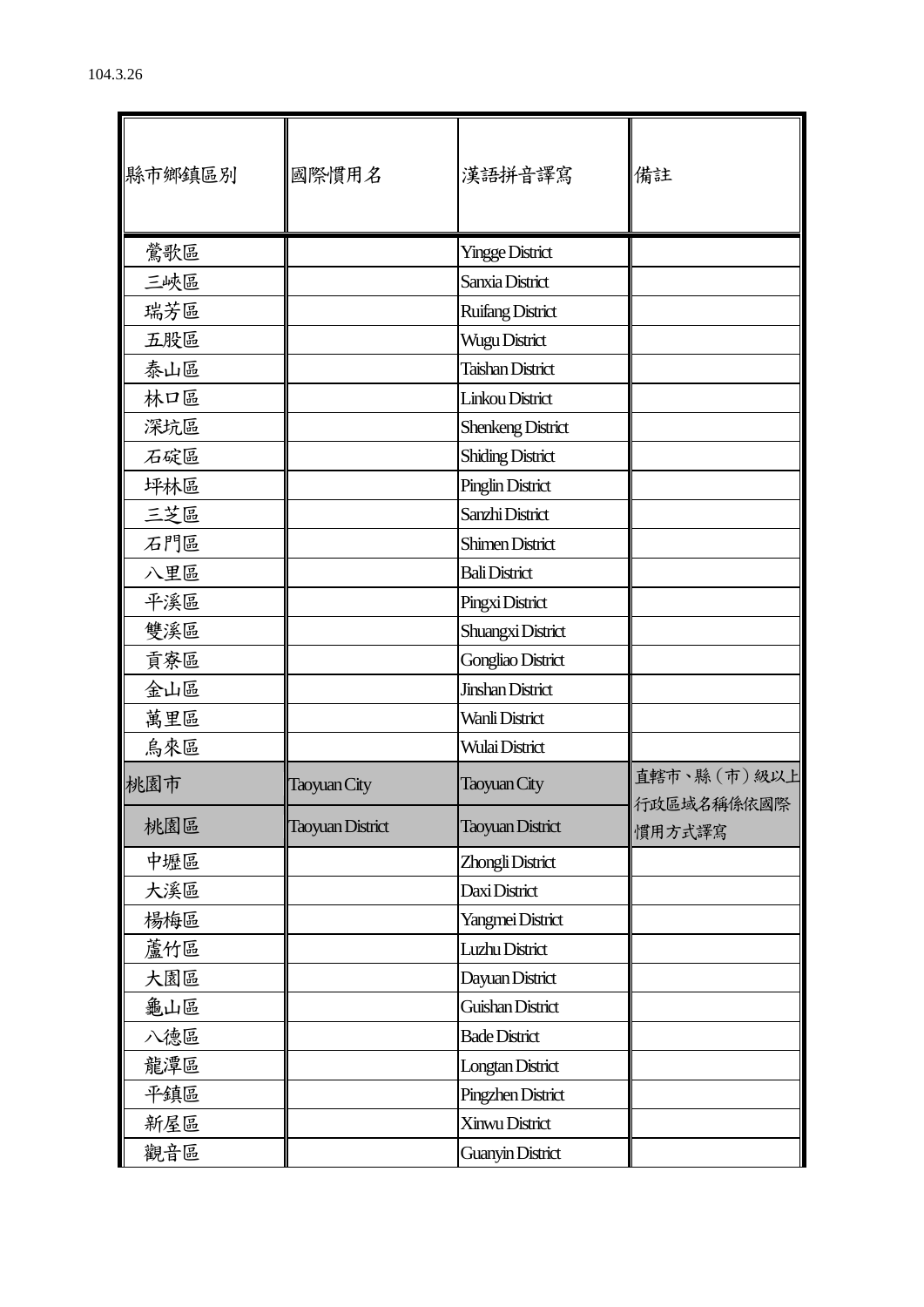104.3.26

| 縣市鄉鎮區別 | 國際慣用名 | 漢語拼音譯寫 | 備註 |
|---|---|---|---|
| 鶯歌區 | | Yingge District | |
| 三峽區 | | Sanxia District | |
| 瑞芳區 | | Ruifang District | |
| 五股區 | | Wugu District | |
| 泰山區 | | Taishan District | |
| 林口區 | | Linkou District | |
| 深坑區 | | Shenkeng District | |
| 石碇區 | | Shiding District | |
| 坪林區 | | Pinglin District | |
| 三芝區 | | Sanzhi District | |
| 石門區 | | Shimen District | |
| 八里區 | | Bali District | |
| 平溪區 | | Pingxi District | |
| 雙溪區 | | Shuangxi District | |
| 貢寮區 | | Gongliao District | |
| 金山區 | | Jinshan District | |
| 萬里區 | | Wanli District | |
| 烏來區 | | Wulai District | |
| 桃園市 | Taoyuan City | Taoyuan City | 直轄市、縣（市）級以上行政區域名稱係依國際慣用方式譯寫 |
| 桃園區 | Taoyuan District | Taoyuan District | |
| 中壢區 | | Zhongli District | |
| 大溪區 | | Daxi District | |
| 楊梅區 | | Yangmei District | |
| 蘆竹區 | | Luzhu District | |
| 大園區 | | Dayuan District | |
| 龜山區 | | Guishan District | |
| 八德區 | | Bade District | |
| 龍潭區 | | Longtan District | |
| 平鎮區 | | Pingzhen District | |
| 新屋區 | | Xinwu District | |
| 觀音區 | | Guanyin District | |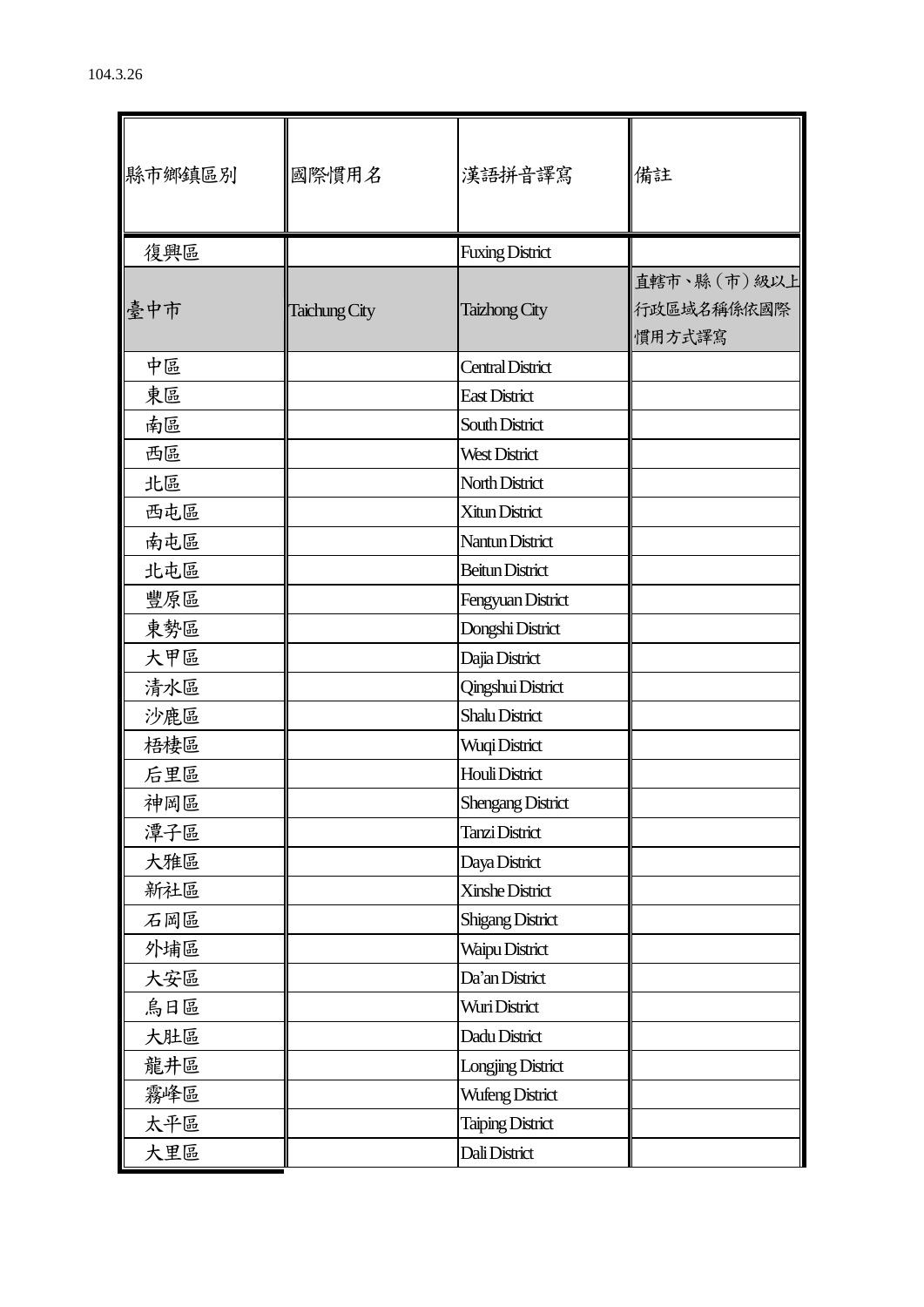104.3.26

| 縣市鄉鎮區別 | 國際慣用名 | 漢語拼音譯寫 | 備註 |
|---|---|---|---|
| 復興區 | | Fuxing District | |
| 臺中市 | Taichung City | Taizhong City | 直轄市、縣（市）級以上行政區域名稱係依國際慣用方式譯寫 |
| 中區 | | Central District | |
| 東區 | | East District | |
| 南區 | | South District | |
| 西區 | | West District | |
| 北區 | | North District | |
| 西屯區 | | Xitun District | |
| 南屯區 | | Nantun District | |
| 北屯區 | | Beitun District | |
| 豐原區 | | Fengyuan District | |
| 東勢區 | | Dongshi District | |
| 大甲區 | | Dajia District | |
| 清水區 | | Qingshui District | |
| 沙鹿區 | | Shalu District | |
| 梧棲區 | | Wuqi District | |
| 后里區 | | Houli District | |
| 神岡區 | | Shengang District | |
| 潭子區 | | Tanzi District | |
| 大雅區 | | Daya District | |
| 新社區 | | Xinshe District | |
| 石岡區 | | Shigang District | |
| 外埔區 | | Waipu District | |
| 大安區 | | Da'an District | |
| 烏日區 | | Wuri District | |
| 大肚區 | | Dadu District | |
| 龍井區 | | Longjing District | |
| 霧峰區 | | Wufeng District | |
| 太平區 | | Taiping District | |
| 大里區 | | Dali District | |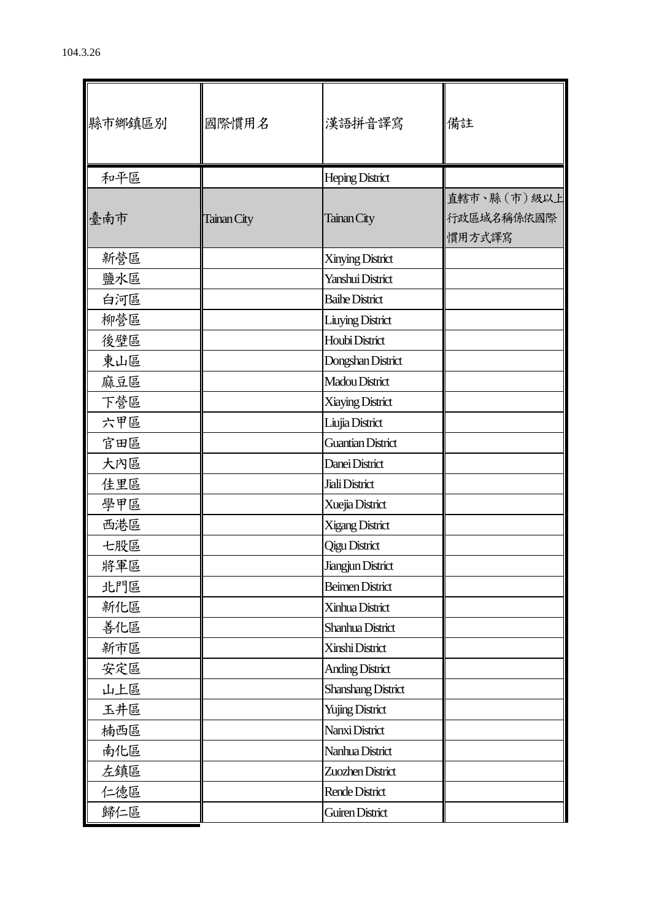104.3.26

| 縣市鄉鎮區別 | 國際慣用名 | 漢語拼音譯寫 | 備註 |
| --- | --- | --- | --- |
| 和平區 | | Heping District | |
| 臺南市 | Tainan City | Tainan City | 直轄市、縣（市）級以上行政區域名稱係依國際慣用方式譯寫 |
| 新營區 | | Xinying District | |
| 鹽水區 | | Yanshui District | |
| 白河區 | | Baihe District | |
| 柳營區 | | Liuying District | |
| 後壁區 | | Houbi District | |
| 東山區 | | Dongshan District | |
| 麻豆區 | | Madou District | |
| 下營區 | | Xiaying District | |
| 六甲區 | | Liujia District | |
| 官田區 | | Guantian District | |
| 大內區 | | Danei District | |
| 佳里區 | | Jiali District | |
| 學甲區 | | Xuejia District | |
| 西港區 | | Xigang District | |
| 七股區 | | Qigu District | |
| 將軍區 | | Jiangjun District | |
| 北門區 | | Beimen District | |
| 新化區 | | Xinhua District | |
| 善化區 | | Shanhua District | |
| 新市區 | | Xinshi District | |
| 安定區 | | Anding District | |
| 山上區 | | Shanshang District | |
| 玉井區 | | Yujing District | |
| 楠西區 | | Nanxi District | |
| 南化區 | | Nanhua District | |
| 左鎮區 | | Zuozhen District | |
| 仁德區 | | Rende District | |
| 歸仁區 | | Guiren District | |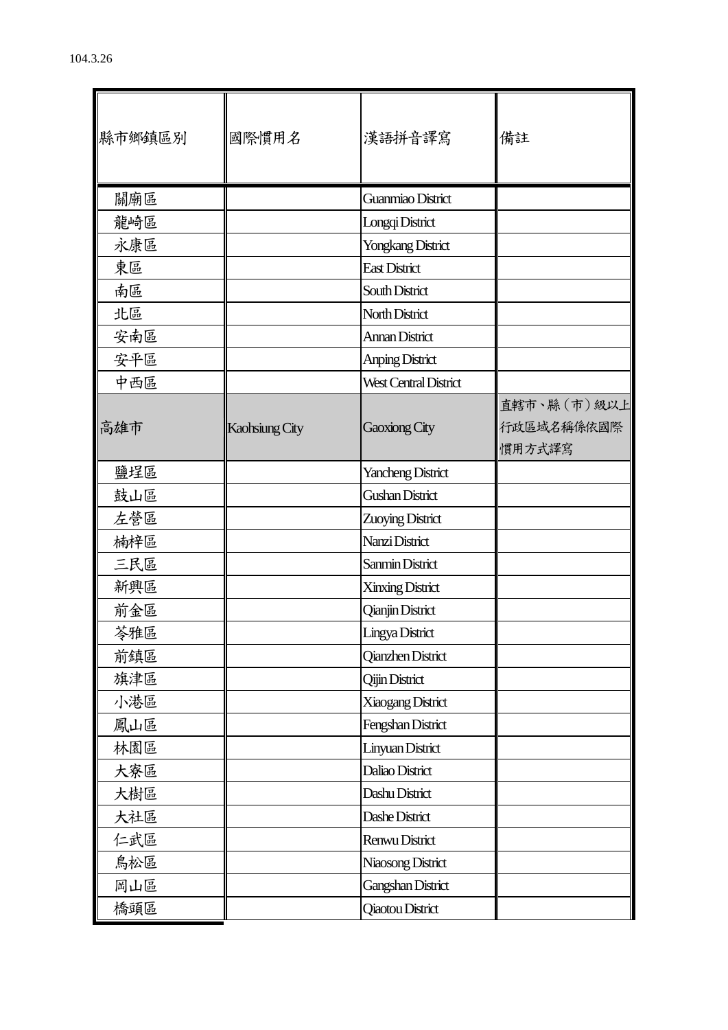104.3.26

| 縣市鄉鎮區別 | 國際慣用名 | 漢語拼音譯寫 | 備註 |
| --- | --- | --- | --- |
| 關廟區 | | Guanmiao District | |
| 龍崎區 | | Longqi District | |
| 永康區 | | Yongkang District | |
| 東區 | | East District | |
| 南區 | | South District | |
| 北區 | | North District | |
| 安南區 | | Annan District | |
| 安平區 | | Anping District | |
| 中西區 | | West Central District | |
| 高雄市 | Kaohsiung City | Gaoxiong City | 直轄市、縣（市）級以上行政區域名稱係依國際慣用方式譯寫 |
| 鹽埕區 | | Yancheng District | |
| 鼓山區 | | Gushan District | |
| 左營區 | | Zuoying District | |
| 楠梓區 | | Nanzi District | |
| 三民區 | | Sanmin District | |
| 新興區 | | Xinxing District | |
| 前金區 | | Qianjin District | |
| 苓雅區 | | Lingya District | |
| 前鎮區 | | Qianzhen District | |
| 旗津區 | | Qijin District | |
| 小港區 | | Xiaogang District | |
| 鳳山區 | | Fengshan District | |
| 林園區 | | Linyuan District | |
| 大寮區 | | Daliao District | |
| 大樹區 | | Dashu District | |
| 大社區 | | Dashe District | |
| 仁武區 | | Renwu District | |
| 鳥松區 | | Niaosong District | |
| 岡山區 | | Gangshan District | |
| 橋頭區 | | Qiaotou District | |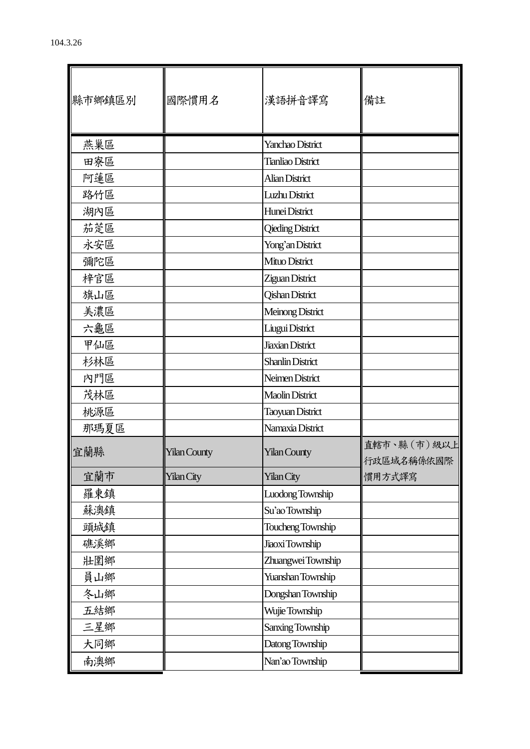104.3.26

| 縣市鄉鎮區別 | 國際慣用名 | 漢語拼音譯寫 | 備註 |
|---|---|---|---|
| 燕巢區 | | Yanchao District | |
| 田寮區 | | Tianliao District | |
| 阿蓮區 | | Alian District | |
| 路竹區 | | Luzhu District | |
| 湖內區 | | Hunei District | |
| 茄萣區 | | Qieding District | |
| 永安區 | | Yong'an District | |
| 彌陀區 | | Mituo District | |
| 梓官區 | | Ziguan District | |
| 旗山區 | | Qishan District | |
| 美濃區 | | Meinong District | |
| 六龜區 | | Liugui District | |
| 甲仙區 | | Jiaxian District | |
| 杉林區 | | Shanlin District | |
| 內門區 | | Neimen District | |
| 茂林區 | | Maolin District | |
| 桃源區 | | Taoyuan District | |
| 那瑪夏區 | | Namaxia District | |
| 宜蘭縣 | Yilan County | Yilan County | 直轄市、縣（市）級以上行政區域名稱係依國際慣用方式譯寫 |
| 宜蘭市 | Yilan City | Yilan City | |
| 羅東鎮 | | Luodong Township | |
| 蘇澳鎮 | | Su'ao Township | |
| 頭城鎮 | | Toucheng Township | |
| 礁溪鄉 | | Jiaoxi Township | |
| 壯圍鄉 | | Zhuangwei Township | |
| 員山鄉 | | Yuanshan Township | |
| 冬山鄉 | | Dongshan Township | |
| 五結鄉 | | Wujie Township | |
| 三星鄉 | | Sanxing Township | |
| 大同鄉 | | Datong Township | |
| 南澳鄉 | | Nan'ao Township | |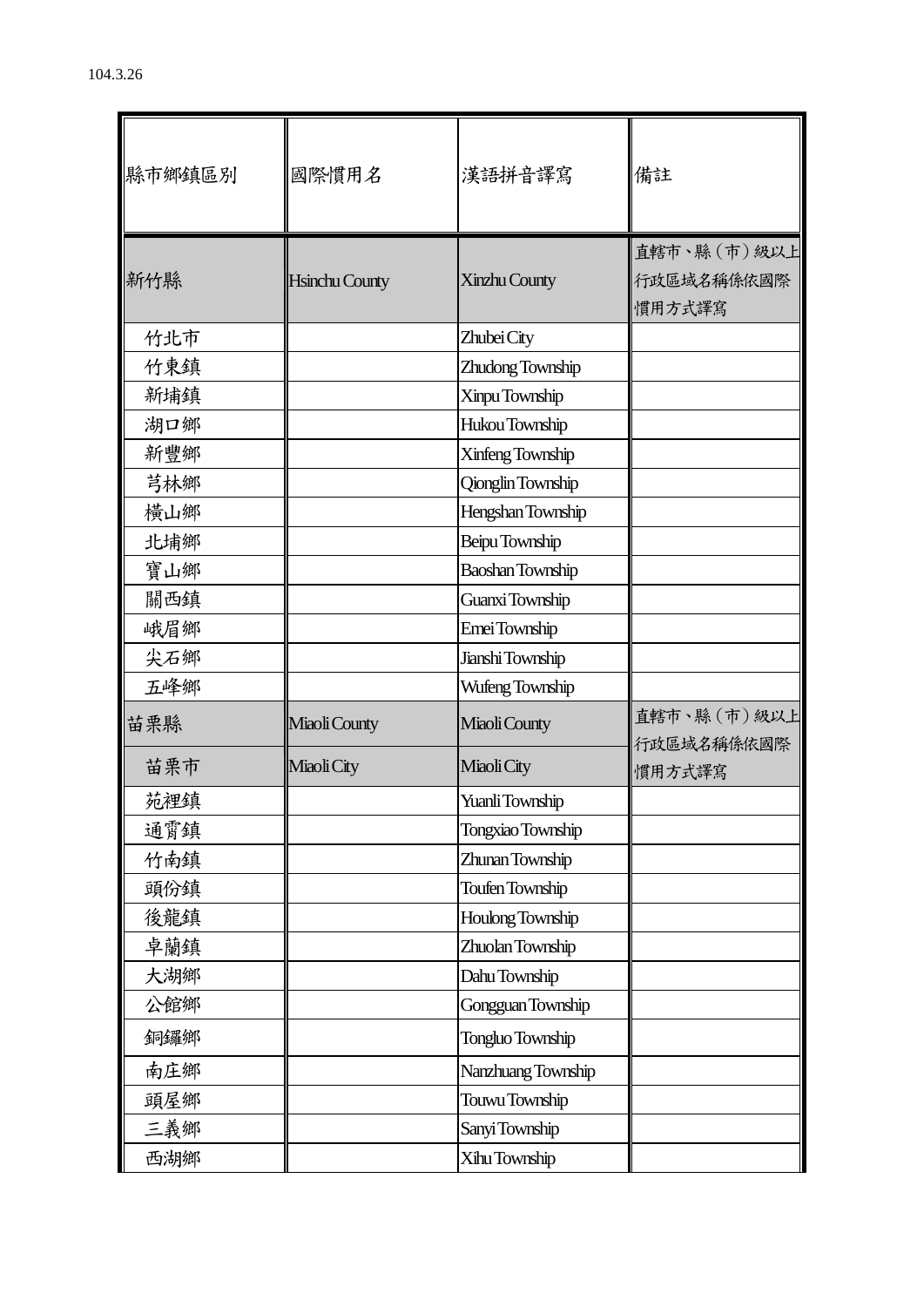104.3.26

| 縣市鄉鎮區別 | 國際慣用名 | 漢語拼音譯寫 | 備註 |
|---|---|---|---|
| 新竹縣 | Hsinchu County | Xinzhu County | 直轄市、縣（市）級以上行政區域名稱係依國際慣用方式譯寫 |
| 竹北市 | | Zhubei City | |
| 竹東鎮 | | Zhudong Township | |
| 新埔鎮 | | Xinpu Township | |
| 湖口鄉 | | Hukou Township | |
| 新豐鄉 | | Xinfeng Township | |
| 芎林鄉 | | Qionglin Township | |
| 橫山鄉 | | Hengshan Township | |
| 北埔鄉 | | Beipu Township | |
| 寶山鄉 | | Baoshan Township | |
| 關西鎮 | | Guanxi Township | |
| 峨眉鄉 | | Emei Township | |
| 尖石鄉 | | Jianshi Township | |
| 五峰鄉 | | Wufeng Township | |
| 苗栗縣 | Miaoli County | Miaoli County | 直轄市、縣（市）級以上行政區域名稱係依國際慣用方式譯寫 |
| 苗栗市 | Miaoli City | Miaoli City | |
| 苑裡鎮 | | Yuanli Township | |
| 通霄鎮 | | Tongxiao Township | |
| 竹南鎮 | | Zhunan Township | |
| 頭份鎮 | | Toufen Township | |
| 後龍鎮 | | Houlong Township | |
| 卓蘭鎮 | | Zhuolan Township | |
| 大湖鄉 | | Dahu Township | |
| 公館鄉 | | Gongguan Township | |
| 銅鑼鄉 | | Tongluo Township | |
| 南庄鄉 | | Nanzhuang Township | |
| 頭屋鄉 | | Touwu Township | |
| 三義鄉 | | Sanyi Township | |
| 西湖鄉 | | Xihu Township | |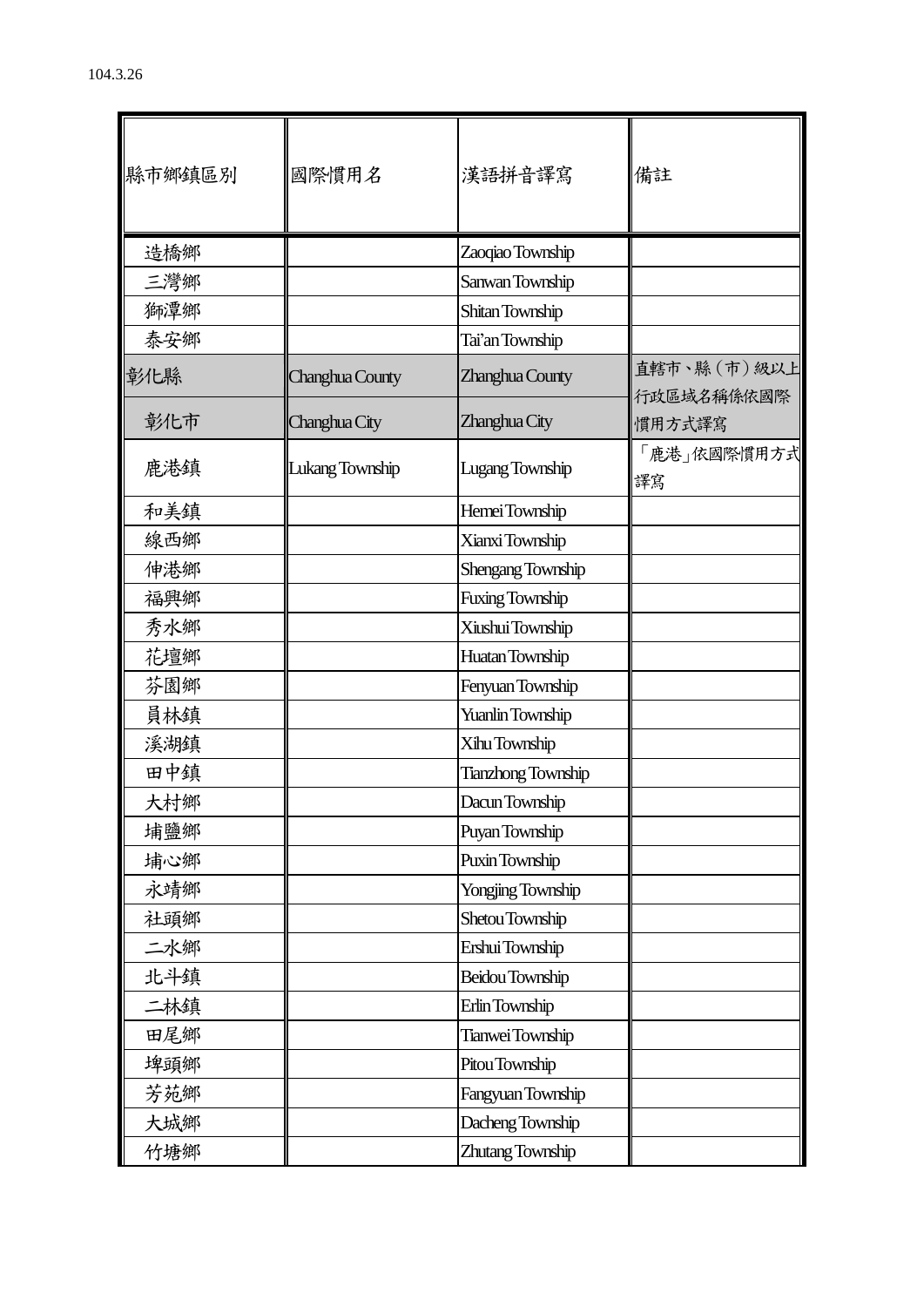104.3.26

| 縣市鄉鎮區別 | 國際慣用名 | 漢語拼音譯寫 | 備註 |
|---|---|---|---|
| 造橋鄉 | | Zaoqiao Township | |
| 三灣鄉 | | Sanwan Township | |
| 獅潭鄉 | | Shitan Township | |
| 泰安鄉 | | Tai'an Township | |
| 彰化縣 | Changhua County | Zhanghua County | 直轄市、縣（市）級以上行政區域名稱依國際慣用方式譯寫 |
| 彰化市 | Changhua City | Zhanghua City | |
| 鹿港鎮 | Lukang Township | Lugang Township | 「鹿港」依國際慣用方式譯寫 |
| 和美鎮 | | Hemei Township | |
| 線西鄉 | | Xianxi Township | |
| 伸港鄉 | | Shengang Township | |
| 福興鄉 | | Fuxing Township | |
| 秀水鄉 | | Xiushui Township | |
| 花壇鄉 | | Huatan Township | |
| 芬園鄉 | | Fenyuan Township | |
| 員林鎮 | | Yuanlin Township | |
| 溪湖鎮 | | Xihu Township | |
| 田中鎮 | | Tianzhong Township | |
| 大村鄉 | | Dacun Township | |
| 埔鹽鄉 | | Puyan Township | |
| 埔心鄉 | | Puxin Township | |
| 永靖鄉 | | Yongjing Township | |
| 社頭鄉 | | Shetou Township | |
| 二水鄉 | | Ershui Township | |
| 北斗鎮 | | Beidou Township | |
| 二林鎮 | | Erlin Township | |
| 田尾鄉 | | Tianwei Township | |
| 埤頭鄉 | | Pitou Township | |
| 芳苑鄉 | | Fangyuan Township | |
| 大城鄉 | | Dacheng Township | |
| 竹塘鄉 | | Zhutang Township | |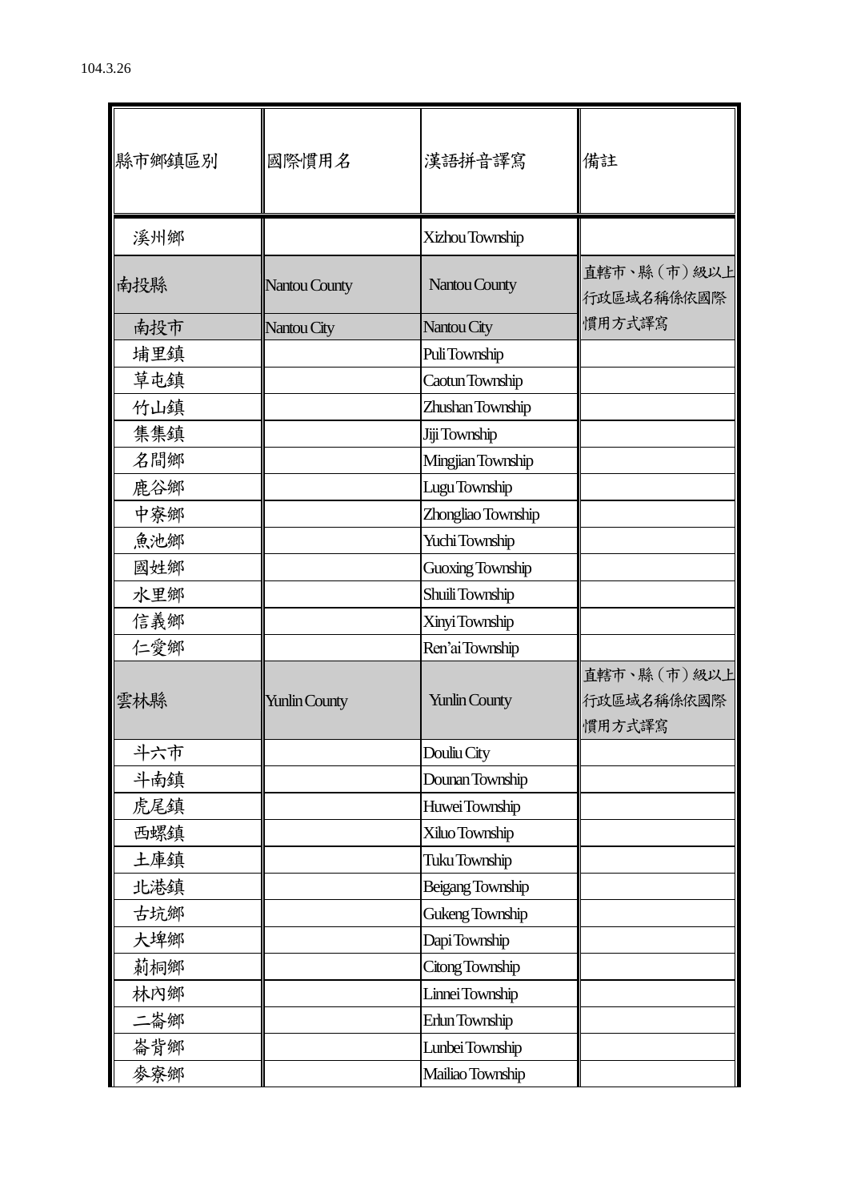104.3.26

| 縣市鄉鎮區別 | 國際慣用名 | 漢語拼音譯寫 | 備註 |
| --- | --- | --- | --- |
| 溪州鄉 | | Xizhou Township | |
| 南投縣 | Nantou County | Nantou County | 直轄市、縣（市）級以上行政區域名稱係依國際慣用方式譯寫 |
| 南投市 | Nantou City | Nantou City | |
| 埔里鎮 | | Puli Township | |
| 草屯鎮 | | Caotun Township | |
| 竹山鎮 | | Zhushan Township | |
| 集集鎮 | | Jiji Township | |
| 名間鄉 | | Mingjian Township | |
| 鹿谷鄉 | | Lugu Township | |
| 中寮鄉 | | Zhongliao Township | |
| 魚池鄉 | | Yuchi Township | |
| 國姓鄉 | | Guoxing Township | |
| 水里鄉 | | Shuili Township | |
| 信義鄉 | | Xinyi Township | |
| 仁愛鄉 | | Ren'ai Township | |
| 雲林縣 | Yunlin County | Yunlin County | 直轄市、縣（市）級以上行政區域名稱係依國際慣用方式譯寫 |
| 斗六市 | | Douliu City | |
| 斗南鎮 | | Dounan Township | |
| 虎尾鎮 | | Huwei Township | |
| 西螺鎮 | | Xiluo Township | |
| 土庫鎮 | | Tuku Township | |
| 北港鎮 | | Beigang Township | |
| 古坑鄉 | | Gukeng Township | |
| 大埤鄉 | | Dapi Township | |
| 莿桐鄉 | | Citong Township | |
| 林內鄉 | | Linnei Township | |
| 二崙鄉 | | Erlun Township | |
| 崙背鄉 | | Lunbei Township | |
| 麥寮鄉 | | Mailiao Township | |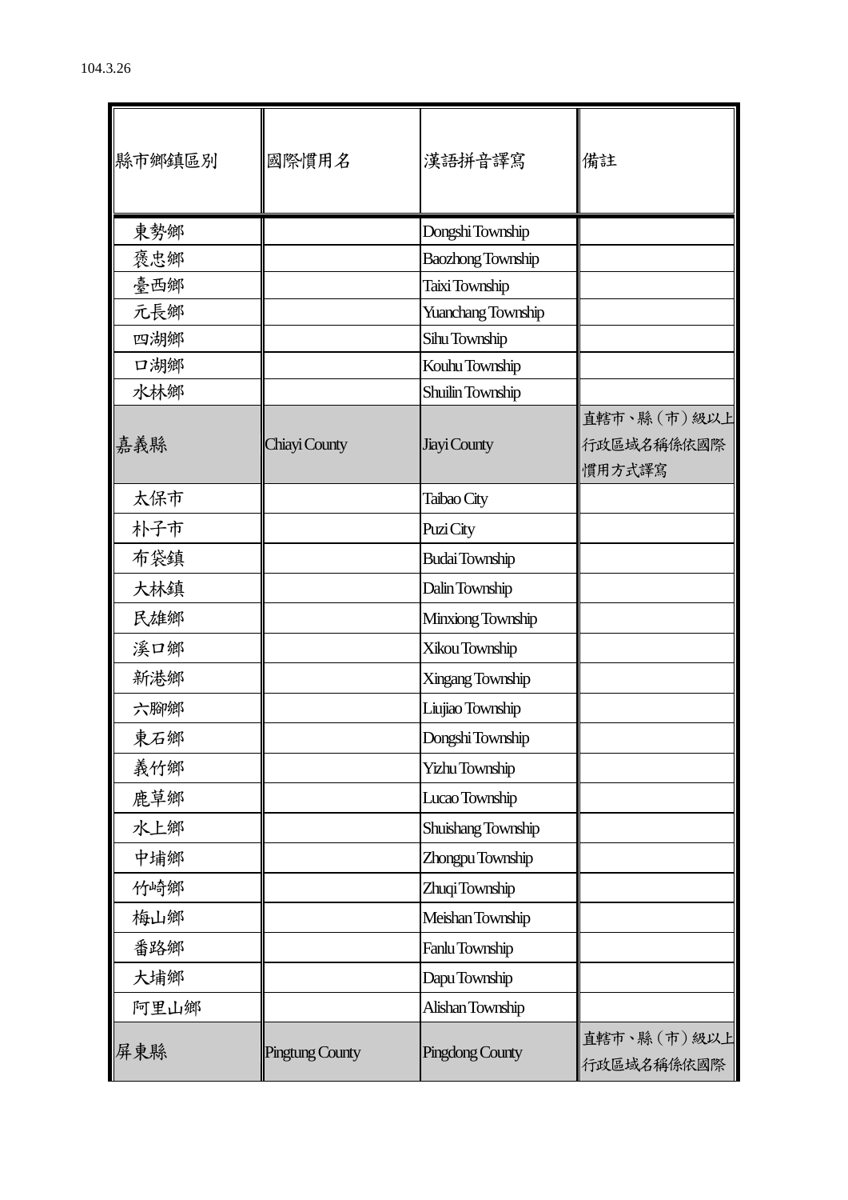104.3.26

| 縣市鄉鎮區別 | 國際慣用名 | 漢語拼音譯寫 | 備註 |
| --- | --- | --- | --- |
| 東勢鄉 | | Dongshi Township | |
| 褒忠鄉 | | Baozhong Township | |
| 臺西鄉 | | Taixi Township | |
| 元長鄉 | | Yuanchang Township | |
| 四湖鄉 | | Sihu Township | |
| 口湖鄉 | | Kouhu Township | |
| 水林鄉 | | Shuilin Township | |
| 嘉義縣 | Chiayi County | Jiayi County | 直轄市、縣（市）級以上行政區域名稱係依國際慣用方式譯寫 |
| 太保市 | | Taibao City | |
| 朴子市 | | Puzi City | |
| 布袋鎮 | | Budai Township | |
| 大林鎮 | | Dalin Township | |
| 民雄鄉 | | Minxiong Township | |
| 溪口鄉 | | Xikou Township | |
| 新港鄉 | | Xingang Township | |
| 六腳鄉 | | Liujiao Township | |
| 東石鄉 | | Dongshi Township | |
| 義竹鄉 | | Yizhu Township | |
| 鹿草鄉 | | Lucao Township | |
| 水上鄉 | | Shuishang Township | |
| 中埔鄉 | | Zhongpu Township | |
| 竹崎鄉 | | Zhuqi Township | |
| 梅山鄉 | | Meishan Township | |
| 番路鄉 | | Fanlu Township | |
| 大埔鄉 | | Dapu Township | |
| 阿里山鄉 | | Alishan Township | |
| 屏東縣 | Pingtung County | Pingdong County | 直轄市、縣（市）級以上行政區域名稱係依國際 |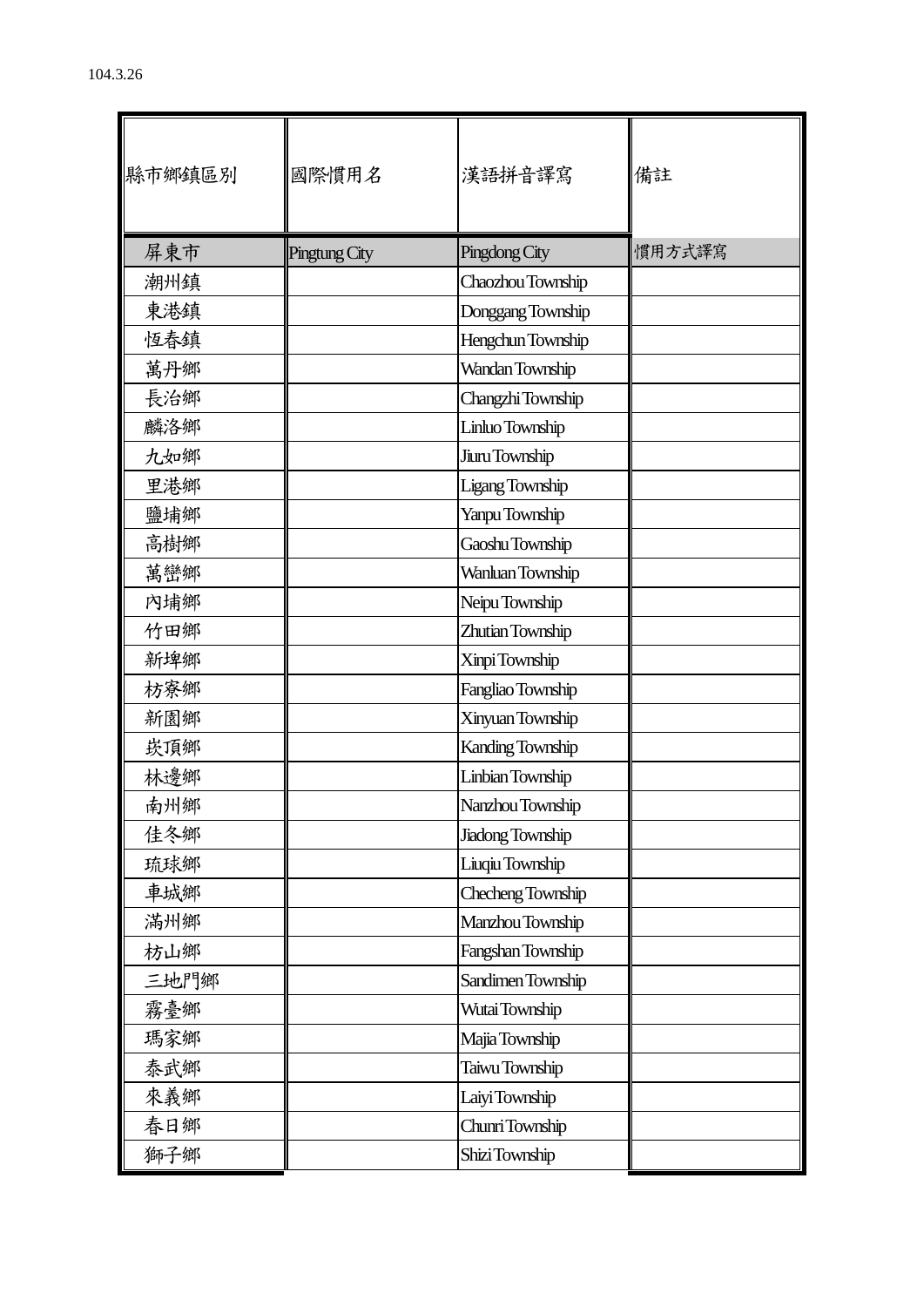104.3.26

| 縣市鄉鎮區別 | 國際慣用名 | 漢語拼音譯寫 | 備註 |
|---|---|---|---|
| 屏東市 | Pingtung City | Pingdong City | 慣用方式譯寫 |
| 潮州鎮 | | Chaozhou Township | |
| 東港鎮 | | Donggang Township | |
| 恆春鎮 | | Hengchun Township | |
| 萬丹鄉 | | Wandan Township | |
| 長治鄉 | | Changzhi Township | |
| 麟洛鄉 | | Linluo Township | |
| 九如鄉 | | Jiuru Township | |
| 里港鄉 | | Ligang Township | |
| 鹽埔鄉 | | Yanpu Township | |
| 高樹鄉 | | Gaoshu Township | |
| 萬巒鄉 | | Wanluan Township | |
| 內埔鄉 | | Neipu Township | |
| 竹田鄉 | | Zhutian Township | |
| 新埤鄉 | | Xinpi Township | |
| 枋寮鄉 | | Fangliao Township | |
| 新園鄉 | | Xinyuan Township | |
| 崁頂鄉 | | Kanding Township | |
| 林邊鄉 | | Linbian Township | |
| 南州鄉 | | Nanzhou Township | |
| 佳冬鄉 | | Jiadong Township | |
| 琉球鄉 | | Liuqiu Township | |
| 車城鄉 | | Checheng Township | |
| 滿州鄉 | | Manzhou Township | |
| 枋山鄉 | | Fangshan Township | |
| 三地門鄉 | | Sandimen Township | |
| 霧臺鄉 | | Wutai Township | |
| 瑪家鄉 | | Majia Township | |
| 泰武鄉 | | Taiwu Township | |
| 來義鄉 | | Laiyi Township | |
| 春日鄉 | | Chunri Township | |
| 獅子鄉 | | Shizi Township | |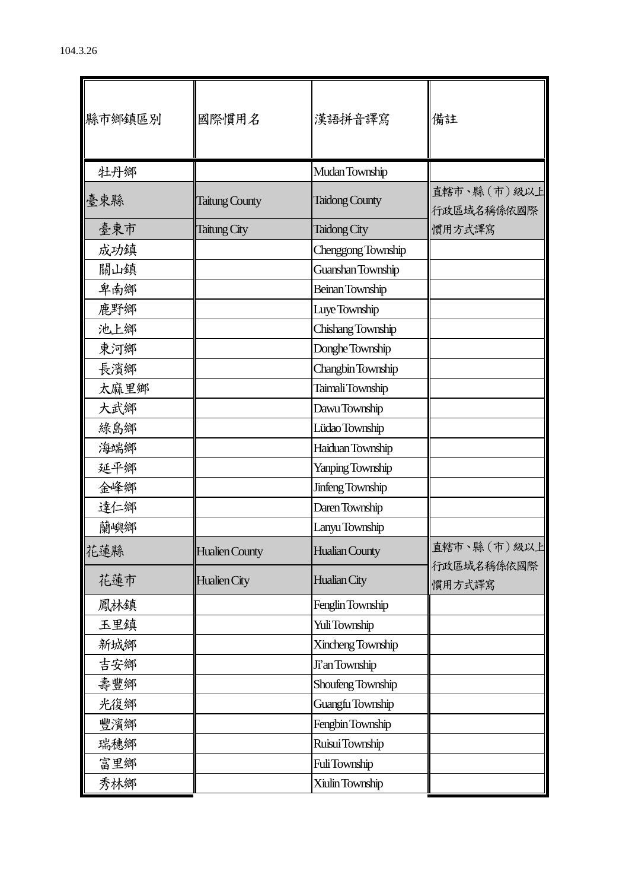104.3.26

| 縣市鄉鎮區別 | 國際慣用名 | 漢語拼音譯寫 | 備註 |
| --- | --- | --- | --- |
| 牡丹鄉 | | Mudan Township | |
| 臺東縣 | Taitung County | Taidong County | 直轄市、縣（市）級以上行政區域名稱係依國際慣用方式譯寫 |
| 臺東市 | Taitung City | Taidong City | |
| 成功鎮 | | Chenggong Township | |
| 關山鎮 | | Guanshan Township | |
| 卑南鄉 | | Beinan Township | |
| 鹿野鄉 | | Luye Township | |
| 池上鄉 | | Chishang Township | |
| 東河鄉 | | Donghe Township | |
| 長濱鄉 | | Changbin Township | |
| 太麻里鄉 | | Taimali Township | |
| 大武鄉 | | Dawu Township | |
| 綠島鄉 | | Lüdao Township | |
| 海端鄉 | | Haiduan Township | |
| 延平鄉 | | Yanping Township | |
| 金峰鄉 | | Jinfeng Township | |
| 達仁鄉 | | Daren Township | |
| 蘭嶼鄉 | | Lanyu Township | |
| 花蓮縣 | Hualien County | Hualian County | 直轄市、縣（市）級以上行政區域名稱係依國際慣用方式譯寫 |
| 花蓮市 | Hualien City | Hualian City | |
| 鳳林鎮 | | Fenglin Township | |
| 玉里鎮 | | Yuli Township | |
| 新城鄉 | | Xincheng Township | |
| 吉安鄉 | | Ji’an Township | |
| 壽豐鄉 | | Shoufeng Township | |
| 光復鄉 | | Guangfu Township | |
| 豐濱鄉 | | Fengbin Township | |
| 瑞穗鄉 | | Ruisui Township | |
| 富里鄉 | | Fuli Township | |
| 秀林鄉 | | Xiulin Township | |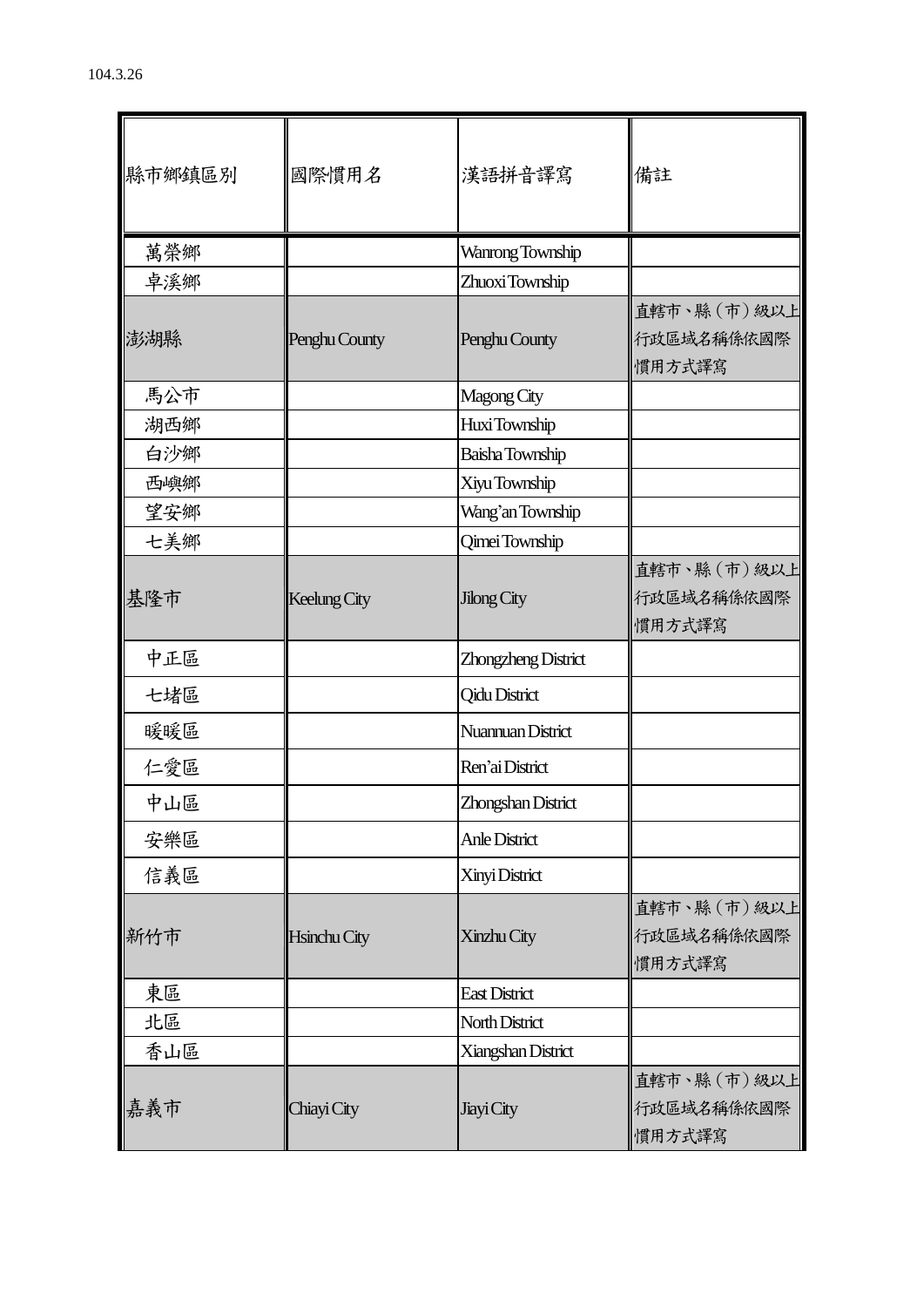104.3.26

| 縣市鄉鎮區別 | 國際慣用名 | 漢語拼音譯寫 | 備註 |
| --- | --- | --- | --- |
| 萬榮鄉 | | Wanrong Township | |
| 卓溪鄉 | | Zhuoxi Township | |
| 澎湖縣 | Penghu County | Penghu County | 直轄市、縣（市）級以上行政區域名稱係依國際慣用方式譯寫 |
| 馬公市 | | Magong City | |
| 湖西鄉 | | Huxi Township | |
| 白沙鄉 | | Baisha Township | |
| 西嶼鄉 | | Xiyu Township | |
| 望安鄉 | | Wang’an Township | |
| 七美鄉 | | Qimei Township | |
| 基隆市 | Keelung City | Jilong City | 直轄市、縣（市）級以上行政區域名稱係依國際慣用方式譯寫 |
| 中正區 | | Zhongzheng District | |
| 七堵區 | | Qidu District | |
| 暖暖區 | | Nuannuan District | |
| 仁愛區 | | Ren’ai District | |
| 中山區 | | Zhongshan District | |
| 安樂區 | | Anle District | |
| 信義區 | | Xinyi District | |
| 新竹市 | Hsinchu City | Xinzhu City | 直轄市、縣（市）級以上行政區域名稱係依國際慣用方式譯寫 |
| 東區 | | East District | |
| 北區 | | North District | |
| 香山區 | | Xiangshan District | |
| 嘉義市 | Chiayi City | Jiayi City | 直轄市、縣（市）級以上行政區域名稱係依國際慣用方式譯寫 |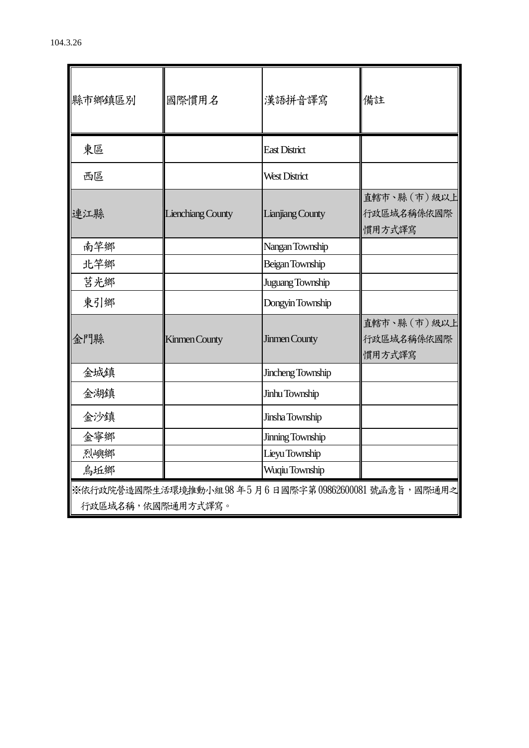104.3.26

| 縣市鄉鎮區別 | 國際慣用名 | 漢語拼音譯寫 | 備註 |
|---|---|---|---|
| 東區 | | East District | |
| 西區 | | West District | |
| 連江縣 | Lienchiang County | Lianjiang County | 直轄市、縣（市）級以上行政區域名稱係依國際慣用方式譯寫 |
| 南竿鄉 | | Nangan Township | |
| 北竿鄉 | | Beigan Township | |
| 莒光鄉 | | Juguang Township | |
| 東引鄉 | | Dongyin Township | |
| 金門縣 | Kinmen County | Jinmen County | 直轄市、縣（市）級以上行政區域名稱係依國際慣用方式譯寫 |
| 金城鎮 | | Jincheng Township | |
| 金湖鎮 | | Jinhu Township | |
| 金沙鎮 | | Jinsha Township | |
| 金寧鄉 | | Jinning Township | |
| 烈嶼鄉 | | Lieyu Township | |
| 烏坵鄉 | | Wuqiu Township | |

※依行政院營造國際生活環境推動小組 98 年 5 月 6 日國際字第 09862600081 號函意旨，國際通用之行政區域名稱，依國際通用方式譯寫。